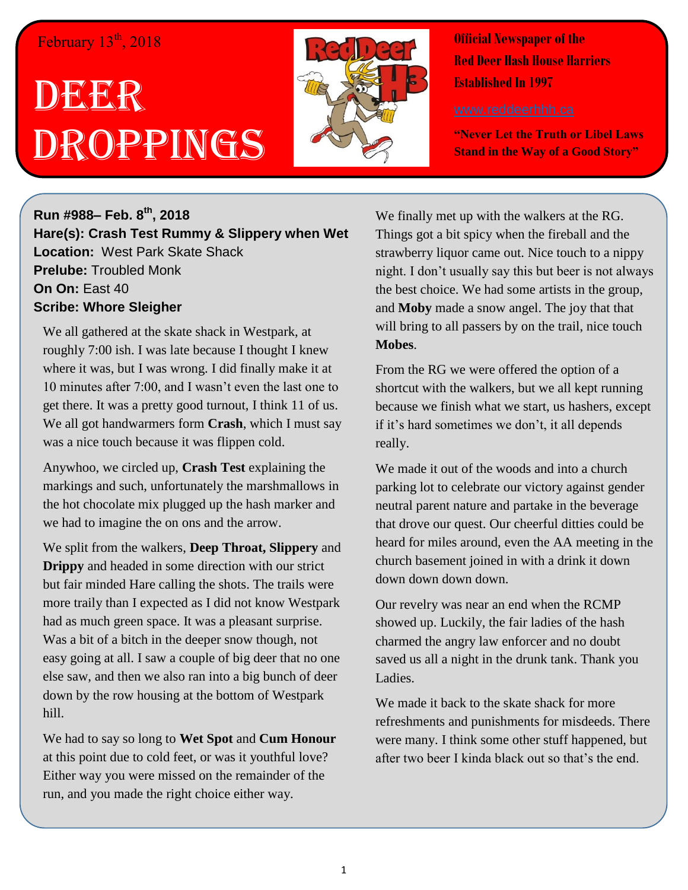February 13th, 2018

# Deer Droppings

**Official Newspaper of the**
**Red Deer Hash House Harriers**
**Established In 1997**

www.reddeerhhh.ca

**"Never Let the Truth or Libel Laws Stand in the Way of a Good Story"**

**Run #988– Feb. 8th, 2018**
**Hare(s): Crash Test Rummy & Slippery when Wet**
**Location:** West Park Skate Shack
**Prelube:** Troubled Monk
**On On:** East 40
**Scribe: Whore Sleigher**

We all gathered at the skate shack in Westpark, at roughly 7:00 ish. I was late because I thought I knew where it was, but I was wrong. I did finally make it at 10 minutes after 7:00, and I wasn't even the last one to get there. It was a pretty good turnout, I think 11 of us. We all got handwarmers form **Crash**, which I must say was a nice touch because it was flippen cold.

Anywhoo, we circled up, **Crash Test** explaining the markings and such, unfortunately the marshmallows in the hot chocolate mix plugged up the hash marker and we had to imagine the on ons and the arrow.

We split from the walkers, **Deep Throat, Slippery** and **Drippy** and headed in some direction with our strict but fair minded Hare calling the shots. The trails were more traily than I expected as I did not know Westpark had as much green space. It was a pleasant surprise. Was a bit of a bitch in the deeper snow though, not easy going at all. I saw a couple of big deer that no one else saw, and then we also ran into a big bunch of deer down by the row housing at the bottom of Westpark hill.

We had to say so long to **Wet Spot** and **Cum Honour** at this point due to cold feet, or was it youthful love? Either way you were missed on the remainder of the run, and you made the right choice either way.

We finally met up with the walkers at the RG. Things got a bit spicy when the fireball and the strawberry liquor came out. Nice touch to a nippy night. I don't usually say this but beer is not always the best choice. We had some artists in the group, and **Moby** made a snow angel. The joy that that will bring to all passers by on the trail, nice touch **Mobes**.

From the RG we were offered the option of a shortcut with the walkers, but we all kept running because we finish what we start, us hashers, except if it's hard sometimes we don't, it all depends really.

We made it out of the woods and into a church parking lot to celebrate our victory against gender neutral parent nature and partake in the beverage that drove our quest. Our cheerful ditties could be heard for miles around, even the AA meeting in the church basement joined in with a drink it down down down down down.

Our revelry was near an end when the RCMP showed up. Luckily, the fair ladies of the hash charmed the angry law enforcer and no doubt saved us all a night in the drunk tank. Thank you Ladies.

We made it back to the skate shack for more refreshments and punishments for misdeeds. There were many. I think some other stuff happened, but after two beer I kinda black out so that's the end.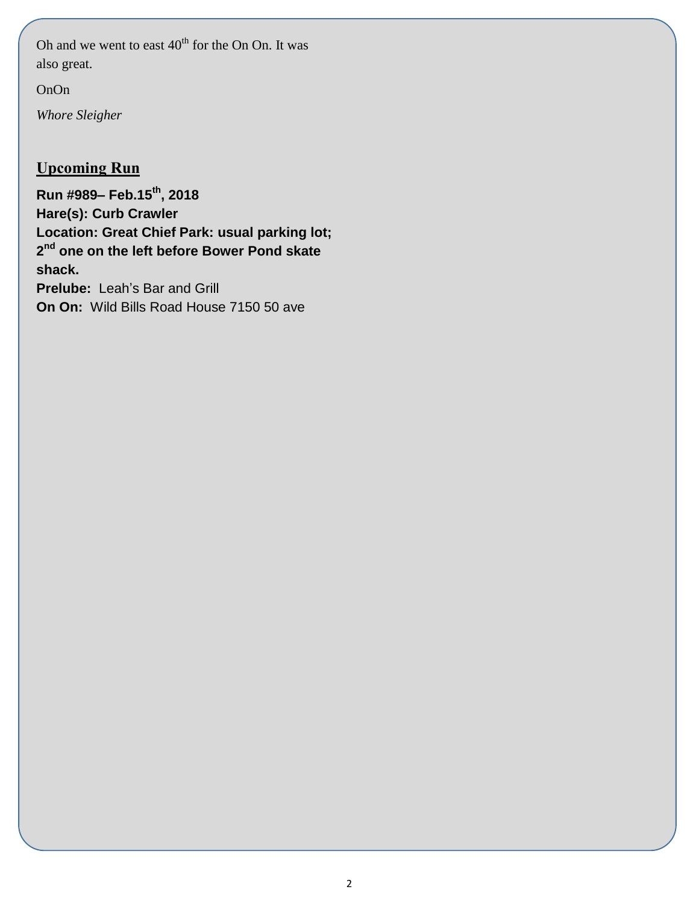Oh and we went to east 40th for the On On. It was also great.

OnOn

*Whore Sleigher*

## Upcoming Run

**Run #989– Feb.15th, 2018**
**Hare(s): Curb Crawler**
**Location: Great Chief Park: usual parking lot; 2nd one on the left before Bower Pond skate shack.**
**Prelube:** Leah's Bar and Grill
**On On:** Wild Bills Road House 7150 50 ave